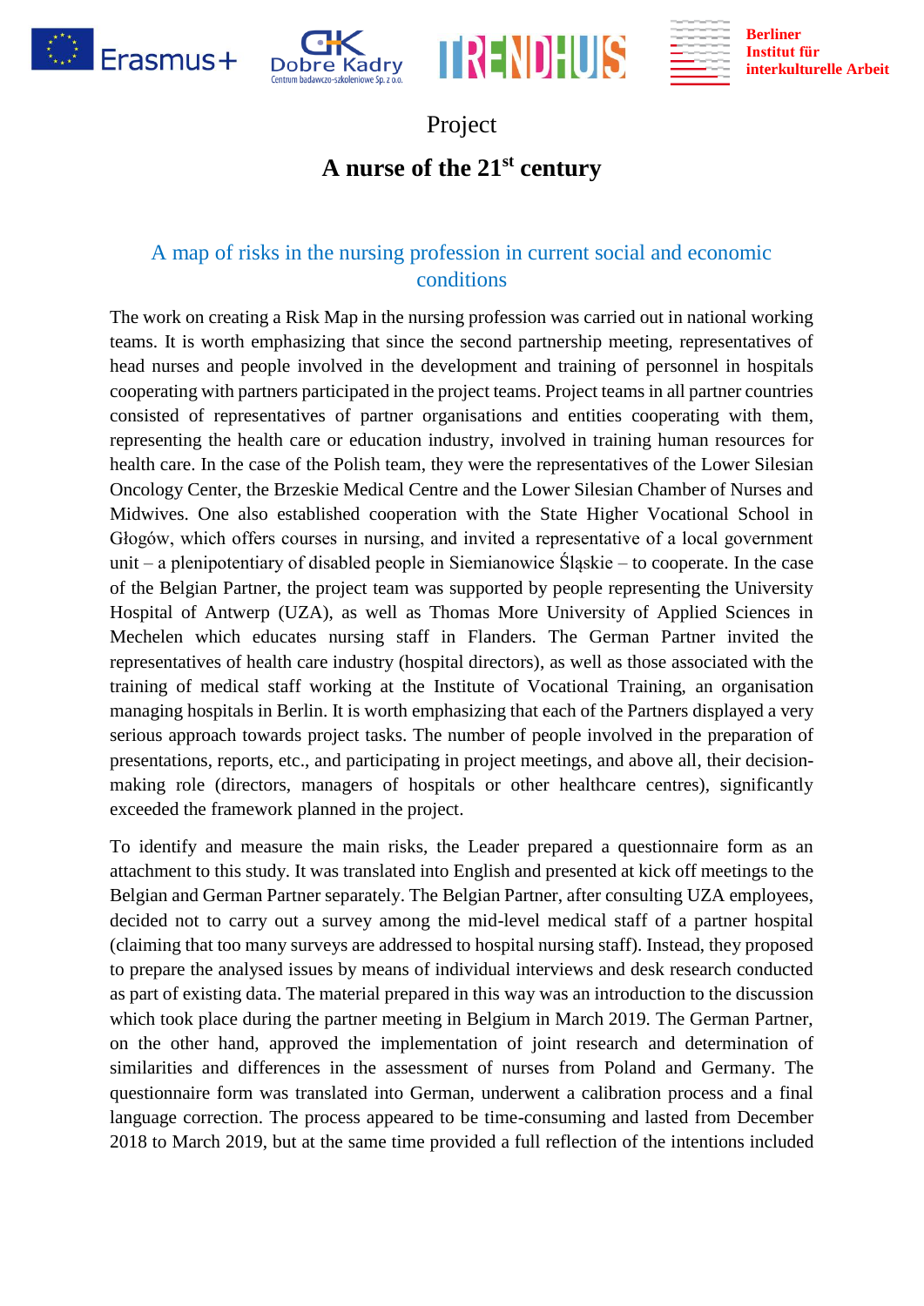Project

# A nurse of the 21st century

## A map of risks in the nursing profession in current social and economic conditions

The work on creating a Risk Map in the nursing profession was carried out in national working teams. It is worth emphasizing that since the second partnership meeting, representatives of head nurses and people involved in the development and training of personnel in hospitals cooperating with partners participated in the project teams. Project teams in all partner countries consisted of representatives of partner organisations and entities cooperating with them, representing the health care or education industry, involved in training human resources for health care. In the case of the Polish team, they were the representatives of the Lower Silesian Oncology Center, the Brzeskie Medical Centre and the Lower Silesian Chamber of Nurses and Midwives. One also established cooperation with the State Higher Vocational School in Głogów, which offers courses in nursing, and invited a representative of a local government unit – a plenipotentiary of disabled people in Siemianowice Śląskie – to cooperate. In the case of the Belgian Partner, the project team was supported by people representing the University Hospital of Antwerp (UZA), as well as Thomas More University of Applied Sciences in Mechelen which educates nursing staff in Flanders. The German Partner invited the representatives of health care industry (hospital directors), as well as those associated with the training of medical staff working at the Institute of Vocational Training, an organisation managing hospitals in Berlin. It is worth emphasizing that each of the Partners displayed a very serious approach towards project tasks. The number of people involved in the preparation of presentations, reports, etc., and participating in project meetings, and above all, their decision-making role (directors, managers of hospitals or other healthcare centres), significantly exceeded the framework planned in the project.

To identify and measure the main risks, the Leader prepared a questionnaire form as an attachment to this study. It was translated into English and presented at kick off meetings to the Belgian and German Partner separately. The Belgian Partner, after consulting UZA employees, decided not to carry out a survey among the mid-level medical staff of a partner hospital (claiming that too many surveys are addressed to hospital nursing staff). Instead, they proposed to prepare the analysed issues by means of individual interviews and desk research conducted as part of existing data. The material prepared in this way was an introduction to the discussion which took place during the partner meeting in Belgium in March 2019. The German Partner, on the other hand, approved the implementation of joint research and determination of similarities and differences in the assessment of nurses from Poland and Germany. The questionnaire form was translated into German, underwent a calibration process and a final language correction. The process appeared to be time-consuming and lasted from December 2018 to March 2019, but at the same time provided a full reflection of the intentions included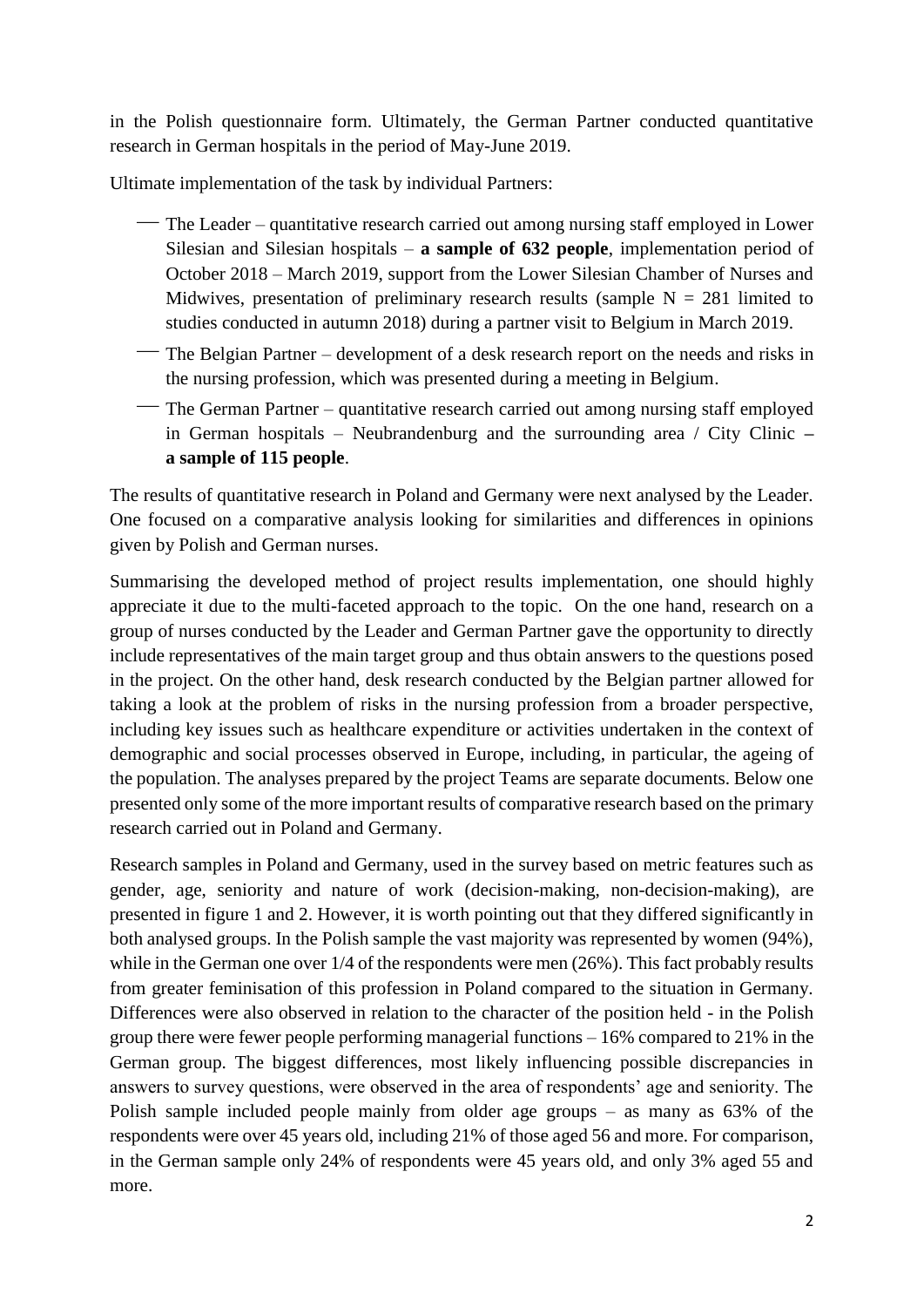in the Polish questionnaire form. Ultimately, the German Partner conducted quantitative research in German hospitals in the period of May-June 2019.

Ultimate implementation of the task by individual Partners:

- The Leader – quantitative research carried out among nursing staff employed in Lower Silesian and Silesian hospitals – **a sample of 632 people**, implementation period of October 2018 – March 2019, support from the Lower Silesian Chamber of Nurses and Midwives, presentation of preliminary research results (sample N = 281 limited to studies conducted in autumn 2018) during a partner visit to Belgium in March 2019.
- The Belgian Partner – development of a desk research report on the needs and risks in the nursing profession, which was presented during a meeting in Belgium.
- The German Partner – quantitative research carried out among nursing staff employed in German hospitals – Neubrandenburg and the surrounding area / City Clinic – **a sample of 115 people**.

The results of quantitative research in Poland and Germany were next analysed by the Leader. One focused on a comparative analysis looking for similarities and differences in opinions given by Polish and German nurses.

Summarising the developed method of project results implementation, one should highly appreciate it due to the multi-faceted approach to the topic. On the one hand, research on a group of nurses conducted by the Leader and German Partner gave the opportunity to directly include representatives of the main target group and thus obtain answers to the questions posed in the project. On the other hand, desk research conducted by the Belgian partner allowed for taking a look at the problem of risks in the nursing profession from a broader perspective, including key issues such as healthcare expenditure or activities undertaken in the context of demographic and social processes observed in Europe, including, in particular, the ageing of the population. The analyses prepared by the project Teams are separate documents. Below one presented only some of the more important results of comparative research based on the primary research carried out in Poland and Germany.

Research samples in Poland and Germany, used in the survey based on metric features such as gender, age, seniority and nature of work (decision-making, non-decision-making), are presented in figure 1 and 2. However, it is worth pointing out that they differed significantly in both analysed groups. In the Polish sample the vast majority was represented by women (94%), while in the German one over 1/4 of the respondents were men (26%). This fact probably results from greater feminisation of this profession in Poland compared to the situation in Germany. Differences were also observed in relation to the character of the position held - in the Polish group there were fewer people performing managerial functions – 16% compared to 21% in the German group. The biggest differences, most likely influencing possible discrepancies in answers to survey questions, were observed in the area of respondents' age and seniority. The Polish sample included people mainly from older age groups – as many as 63% of the respondents were over 45 years old, including 21% of those aged 56 and more. For comparison, in the German sample only 24% of respondents were 45 years old, and only 3% aged 55 and more.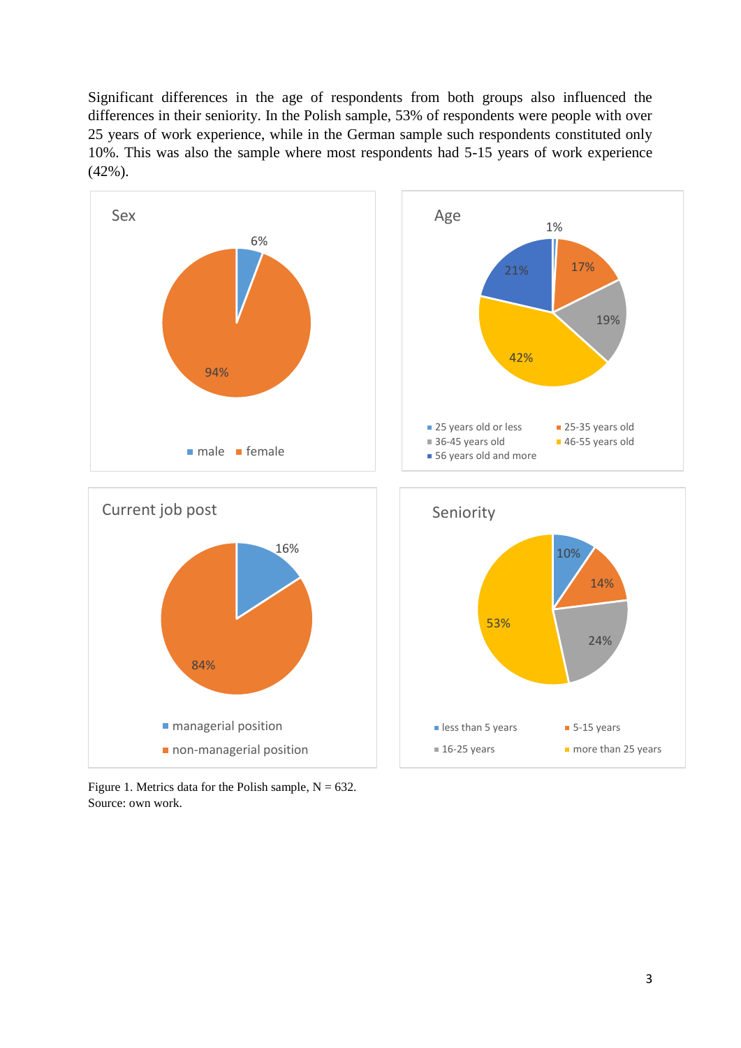Significant differences in the age of respondents from both groups also influenced the differences in their seniority. In the Polish sample, 53% of respondents were people with over 25 years of work experience, while in the German sample such respondents constituted only 10%. This was also the sample where most respondents had 5-15 years of work experience (42%).

Figure 1. Metrics data for the Polish sample, N = 632.
Source: own work.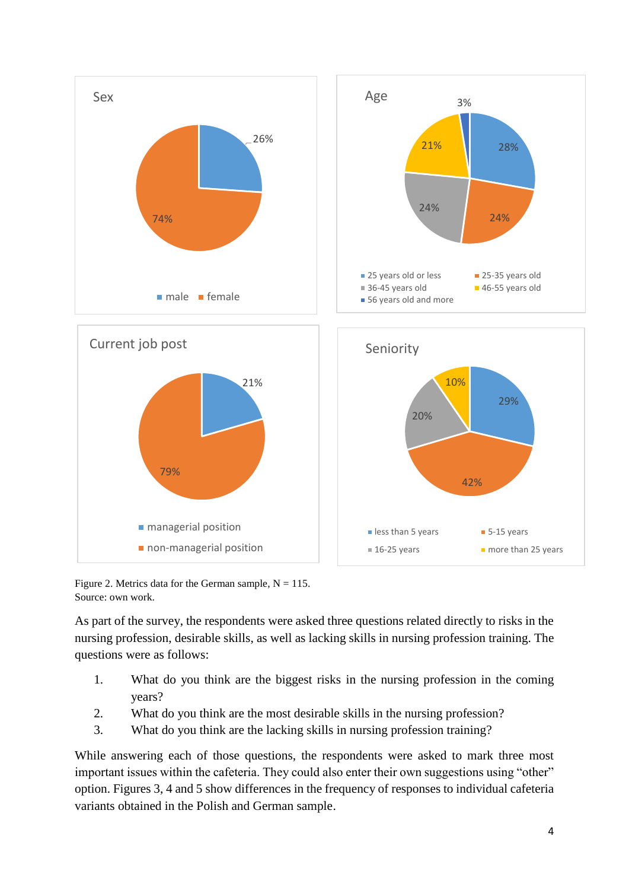Sex

- male: 26%
- female: 74%

Age

- 25 years old or less: 28%
- 25-35 years old: 24%
- 36-45 years old: 24%
- 46-55 years old: 21%
- 56 years old and more: 3%

Current job post

- managerial position: 21%
- non-managerial position: 79%

Seniority

- less than 5 years: 29%
- 5-15 years: 42%
- 16-25 years: 20%
- more than 25 years: 10%

Figure 2. Metrics data for the German sample, N = 115.
Source: own work.

As part of the survey, the respondents were asked three questions related directly to risks in the nursing profession, desirable skills, as well as lacking skills in nursing profession training. The questions were as follows:

1. What do you think are the biggest risks in the nursing profession in the coming years?
2. What do you think are the most desirable skills in the nursing profession?
3. What do you think are the lacking skills in nursing profession training?

While answering each of those questions, the respondents were asked to mark three most important issues within the cafeteria. They could also enter their own suggestions using "other" option. Figures 3, 4 and 5 show differences in the frequency of responses to individual cafeteria variants obtained in the Polish and German sample.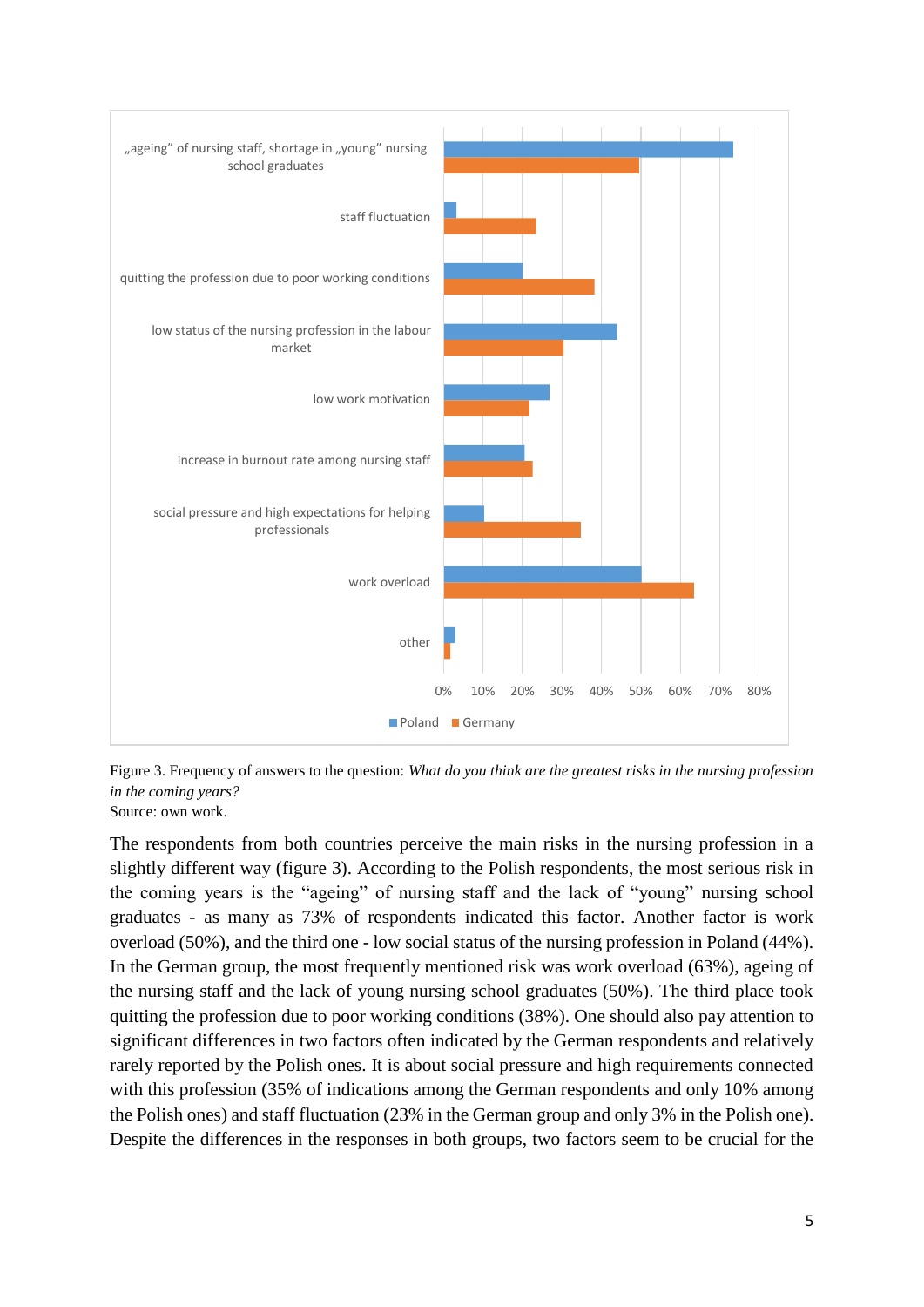Figure 3. Frequency of answers to the question: *What do you think are the greatest risks in the nursing profession in the coming years?*
Source: own work.

The respondents from both countries perceive the main risks in the nursing profession in a slightly different way (figure 3). According to the Polish respondents, the most serious risk in the coming years is the "ageing" of nursing staff and the lack of "young" nursing school graduates - as many as 73% of respondents indicated this factor. Another factor is work overload (50%), and the third one - low social status of the nursing profession in Poland (44%). In the German group, the most frequently mentioned risk was work overload (63%), ageing of the nursing staff and the lack of young nursing school graduates (50%). The third place took quitting the profession due to poor working conditions (38%). One should also pay attention to significant differences in two factors often indicated by the German respondents and relatively rarely reported by the Polish ones. It is about social pressure and high requirements connected with this profession (35% of indications among the German respondents and only 10% among the Polish ones) and staff fluctuation (23% in the German group and only 3% in the Polish one). Despite the differences in the responses in both groups, two factors seem to be crucial for the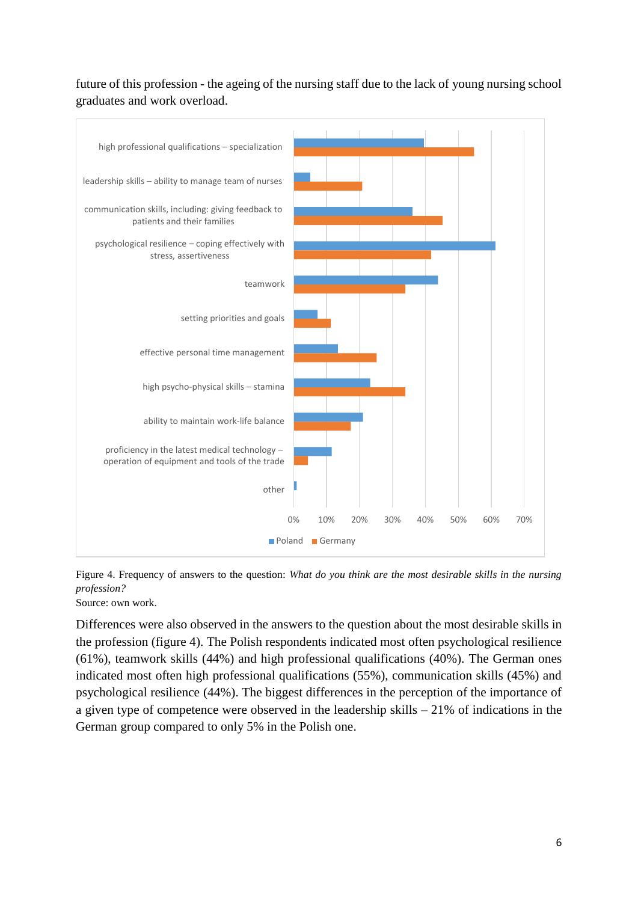future of this profession - the ageing of the nursing staff due to the lack of young nursing school graduates and work overload.

Figure 4. Frequency of answers to the question: *What do you think are the most desirable skills in the nursing profession?*

Source: own work.

Differences were also observed in the answers to the question about the most desirable skills in the profession (figure 4). The Polish respondents indicated most often psychological resilience (61%), teamwork skills (44%) and high professional qualifications (40%). The German ones indicated most often high professional qualifications (55%), communication skills (45%) and psychological resilience (44%). The biggest differences in the perception of the importance of a given type of competence were observed in the leadership skills – 21% of indications in the German group compared to only 5% in the Polish one.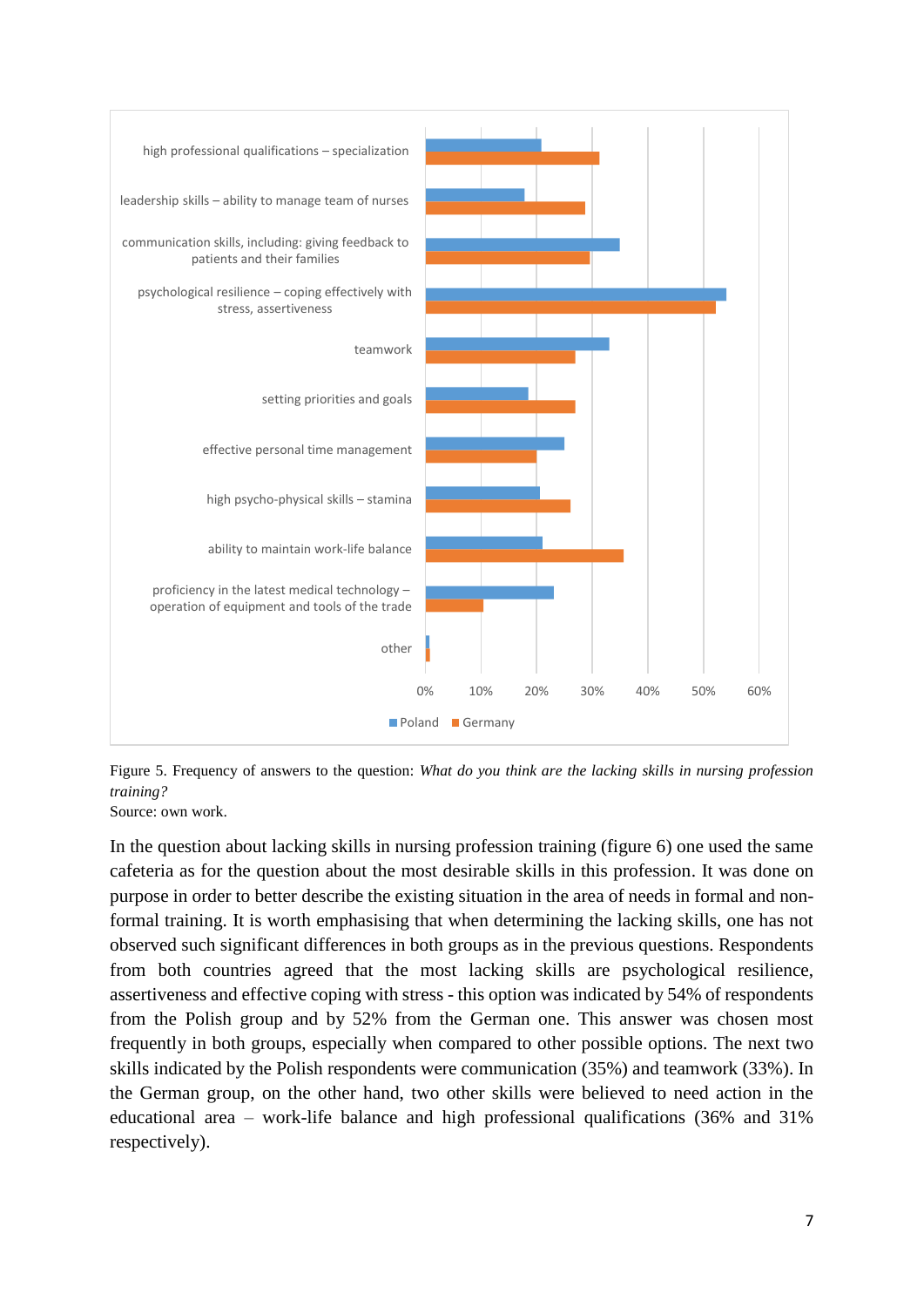Figure 5. Frequency of answers to the question: *What do you think are the lacking skills in nursing profession training?*

Source: own work.

In the question about lacking skills in nursing profession training (figure 6) one used the same cafeteria as for the question about the most desirable skills in this profession. It was done on purpose in order to better describe the existing situation in the area of needs in formal and non-formal training. It is worth emphasising that when determining the lacking skills, one has not observed such significant differences in both groups as in the previous questions. Respondents from both countries agreed that the most lacking skills are psychological resilience, assertiveness and effective coping with stress - this option was indicated by 54% of respondents from the Polish group and by 52% from the German one. This answer was chosen most frequently in both groups, especially when compared to other possible options. The next two skills indicated by the Polish respondents were communication (35%) and teamwork (33%). In the German group, on the other hand, two other skills were believed to need action in the educational area – work-life balance and high professional qualifications (36% and 31% respectively).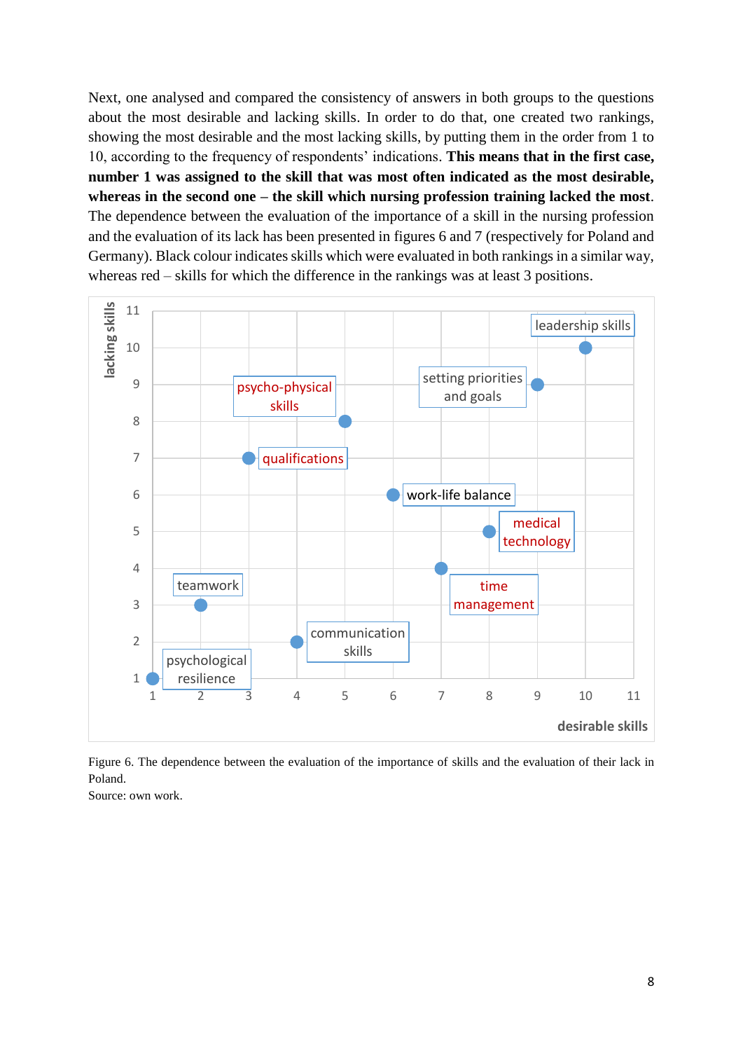Next, one analysed and compared the consistency of answers in both groups to the questions about the most desirable and lacking skills. In order to do that, one created two rankings, showing the most desirable and the most lacking skills, by putting them in the order from 1 to 10, according to the frequency of respondents' indications. **This means that in the first case, number 1 was assigned to the skill that was most often indicated as the most desirable, whereas in the second one – the skill which nursing profession training lacked the most**. The dependence between the evaluation of the importance of a skill in the nursing profession and the evaluation of its lack has been presented in figures 6 and 7 (respectively for Poland and Germany). Black colour indicates skills which were evaluated in both rankings in a similar way, whereas red – skills for which the difference in the rankings was at least 3 positions.

Figure 6. The dependence between the evaluation of the importance of skills and the evaluation of their lack in Poland.

Source: own work.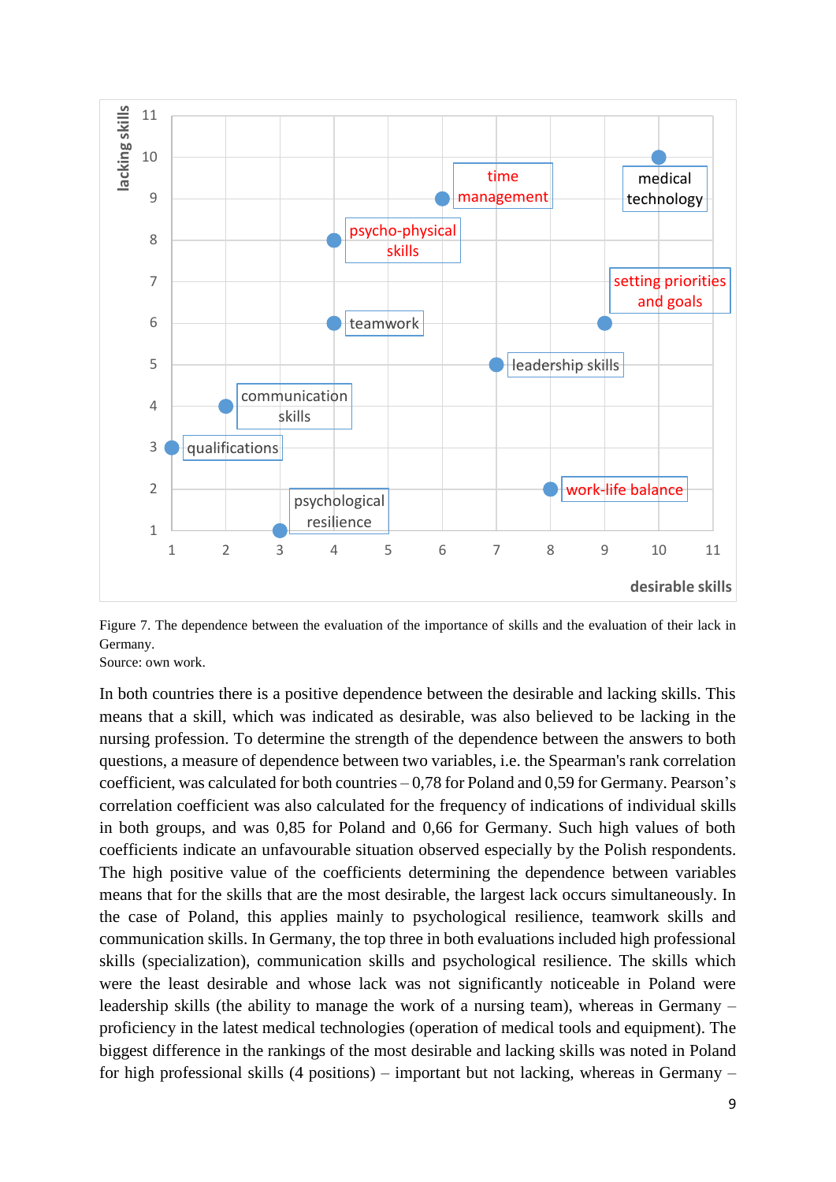Figure 7. The dependence between the evaluation of the importance of skills and the evaluation of their lack in Germany.
Source: own work.

In both countries there is a positive dependence between the desirable and lacking skills. This means that a skill, which was indicated as desirable, was also believed to be lacking in the nursing profession. To determine the strength of the dependence between the answers to both questions, a measure of dependence between two variables, i.e. the Spearman's rank correlation coefficient, was calculated for both countries – 0,78 for Poland and 0,59 for Germany. Pearson's correlation coefficient was also calculated for the frequency of indications of individual skills in both groups, and was 0,85 for Poland and 0,66 for Germany. Such high values of both coefficients indicate an unfavourable situation observed especially by the Polish respondents. The high positive value of the coefficients determining the dependence between variables means that for the skills that are the most desirable, the largest lack occurs simultaneously. In the case of Poland, this applies mainly to psychological resilience, teamwork skills and communication skills. In Germany, the top three in both evaluations included high professional skills (specialization), communication skills and psychological resilience. The skills which were the least desirable and whose lack was not significantly noticeable in Poland were leadership skills (the ability to manage the work of a nursing team), whereas in Germany – proficiency in the latest medical technologies (operation of medical tools and equipment). The biggest difference in the rankings of the most desirable and lacking skills was noted in Poland for high professional skills (4 positions) – important but not lacking, whereas in Germany –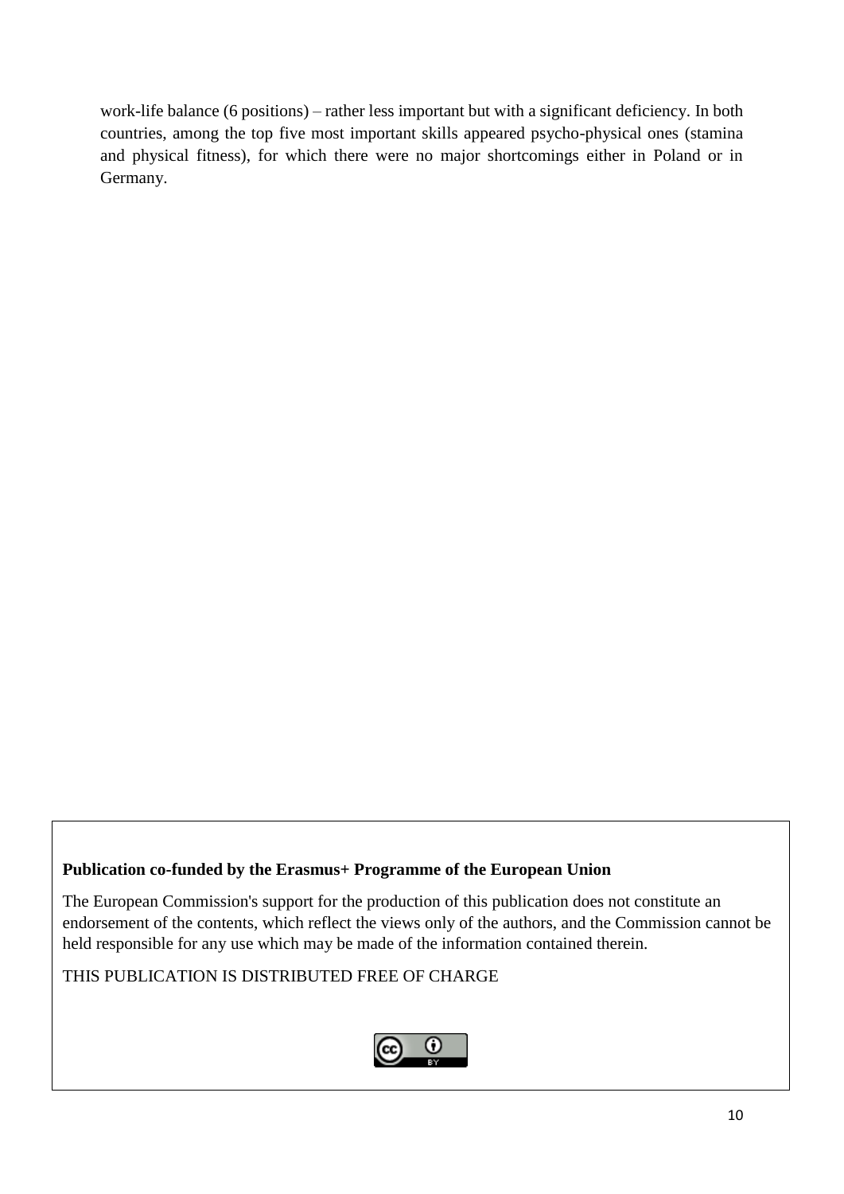work-life balance (6 positions) – rather less important but with a significant deficiency. In both countries, among the top five most important skills appeared psycho-physical ones (stamina and physical fitness), for which there were no major shortcomings either in Poland or in Germany.

**Publication co-funded by the Erasmus+ Programme of the European Union**

The European Commission's support for the production of this publication does not constitute an endorsement of the contents, which reflect the views only of the authors, and the Commission cannot be held responsible for any use which may be made of the information contained therein.

THIS PUBLICATION IS DISTRIBUTED FREE OF CHARGE